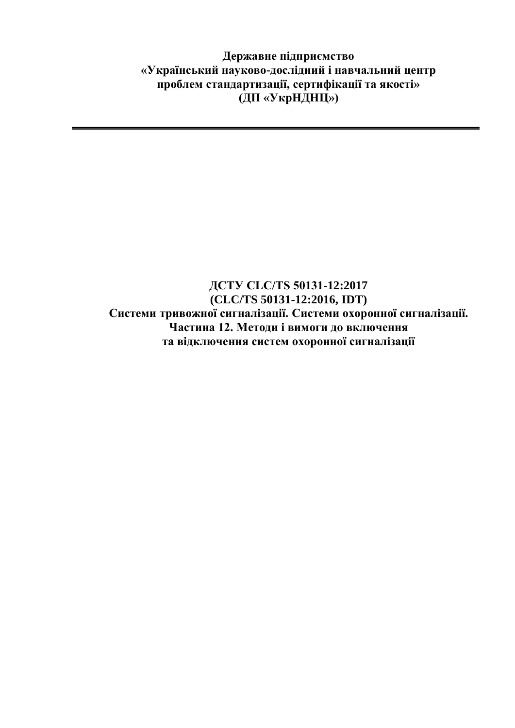**Державне підприємство**
**«Український науково-дослідний і навчальний центр**
**проблем стандартизації, сертифікації та якості»**
**(ДП «УкрНДНЦ»)**

---

# ДСТУ CLC/TS 50131-12:2017
# (CLC/TS 50131-12:2016, IDT)
# Системи тривожної сигналізації. Системи охоронної сигналізації. Частина 12. Методи і вимоги до включення та відключення систем охоронної сигналізації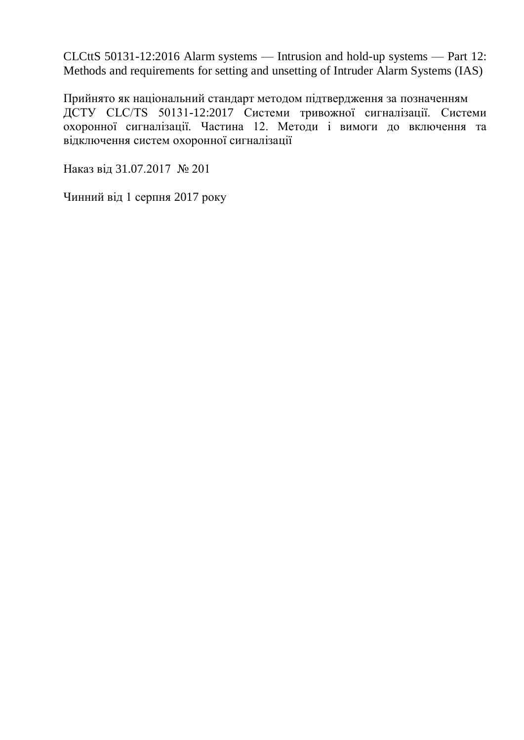CLCttS 50131-12:2016 Alarm systems — Intrusion and hold-up systems — Part 12: Methods and requirements for setting and unsetting of Intruder Alarm Systems (IAS)

Прийнято як національний стандарт методом підтвердження за позначенням ДСТУ CLC/TS 50131-12:2017 Системи тривожної сигналізації. Системи охоронної сигналізації. Частина 12. Методи і вимоги до включення та відключення систем охоронної сигналізації

Наказ від 31.07.2017 № 201

Чинний від 1 серпня 2017 року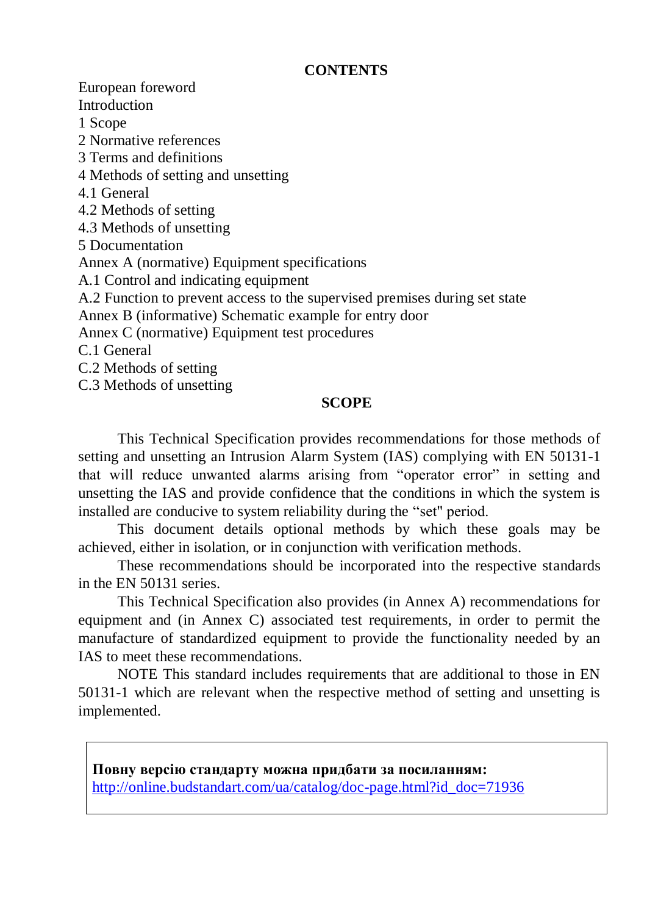## CONTENTS

European foreword
Introduction
1 Scope
2 Normative references
3 Terms and definitions
4 Methods of setting and unsetting
4.1 General
4.2 Methods of setting
4.3 Methods of unsetting
5 Documentation
Annex A (normative) Equipment specifications
A.1 Control and indicating equipment
A.2 Function to prevent access to the supervised premises during set state
Annex B (informative) Schematic example for entry door
Annex C (normative) Equipment test procedures
C.1 General
C.2 Methods of setting
C.3 Methods of unsetting

## SCOPE

This Technical Specification provides recommendations for those methods of setting and unsetting an Intrusion Alarm System (IAS) complying with EN 50131-1 that will reduce unwanted alarms arising from “operator error” in setting and unsetting the IAS and provide confidence that the conditions in which the system is installed are conducive to system reliability during the “set" period.

This document details optional methods by which these goals may be achieved, either in isolation, or in conjunction with verification methods.

These recommendations should be incorporated into the respective standards in the EN 50131 series.

This Technical Specification also provides (in Annex A) recommendations for equipment and (in Annex C) associated test requirements, in order to permit the manufacture of standardized equipment to provide the functionality needed by an IAS to meet these recommendations.

NOTE This standard includes requirements that are additional to those in EN 50131-1 which are relevant when the respective method of setting and unsetting is implemented.

**Повну версію стандарту можна придбати за посиланням:**
http://online.budstandart.com/ua/catalog/doc-page.html?id_doc=71936